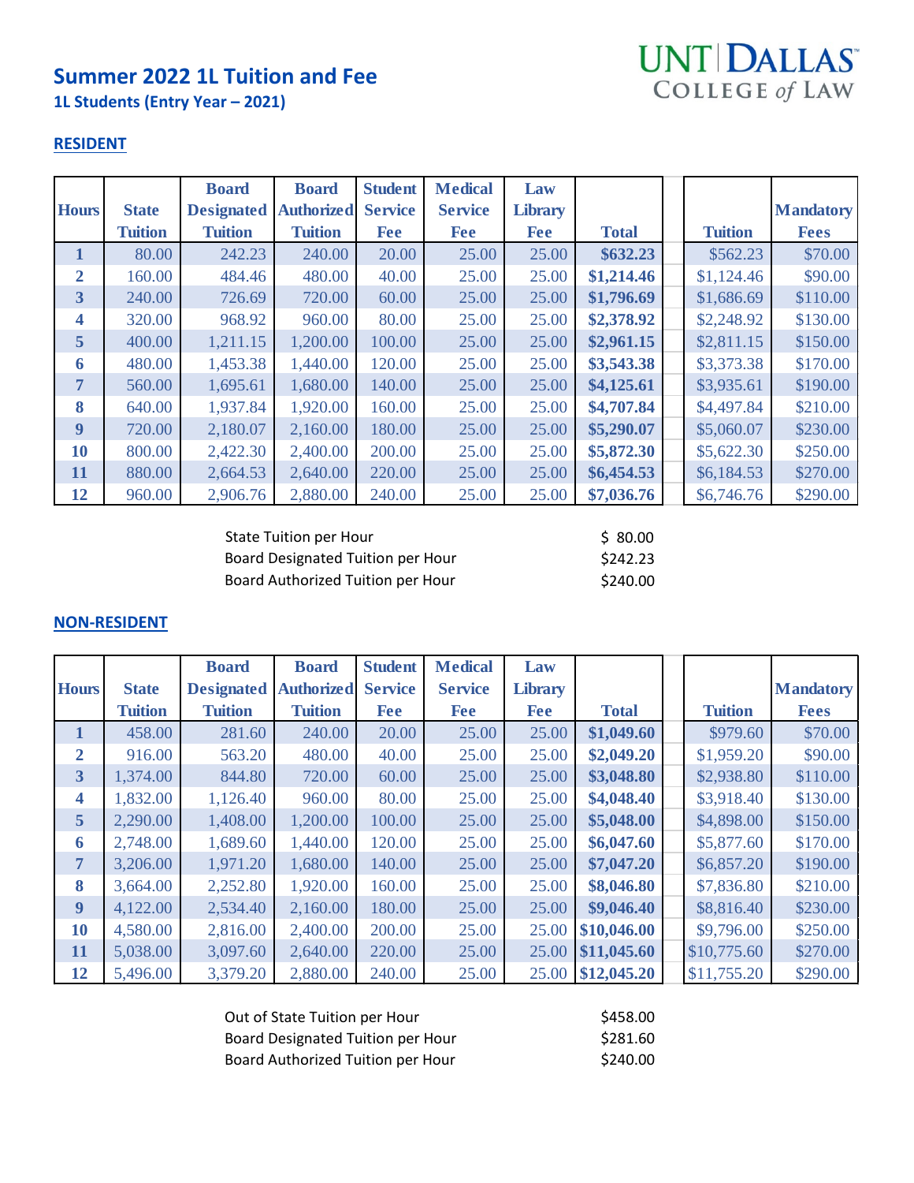# Summary 2022 1L Tuition and Fee

UNT DALLAS COLLEGE of LAW

### 1L Students (Entry Year – 2021)

## RESIDENT

| Hours | State Tuition | Board Designated Tuition | Board Authorized Tuition | Student Service Fee | Medical Service Fee | Law Library Fee | Total | Tuition | Mandatory Fees |
|---|---|---|---|---|---|---|---|---|---|
| 1 | 80.00 | 242.23 | 240.00 | 20.00 | 25.00 | 25.00 | $632.23 | $562.23 | $70.00 |
| 2 | 160.00 | 484.46 | 480.00 | 40.00 | 25.00 | 25.00 | $1,214.46 | $1,124.46 | $90.00 |
| 3 | 240.00 | 726.69 | 720.00 | 60.00 | 25.00 | 25.00 | $1,796.69 | $1,686.69 | $110.00 |
| 4 | 320.00 | 968.92 | 960.00 | 80.00 | 25.00 | 25.00 | $2,378.92 | $2,248.92 | $130.00 |
| 5 | 400.00 | 1,211.15 | 1,200.00 | 100.00 | 25.00 | 25.00 | $2,961.15 | $2,811.15 | $150.00 |
| 6 | 480.00 | 1,453.38 | 1,440.00 | 120.00 | 25.00 | 25.00 | $3,543.38 | $3,373.38 | $170.00 |
| 7 | 560.00 | 1,695.61 | 1,680.00 | 140.00 | 25.00 | 25.00 | $4,125.61 | $3,935.61 | $190.00 |
| 8 | 640.00 | 1,937.84 | 1,920.00 | 160.00 | 25.00 | 25.00 | $4,707.84 | $4,497.84 | $210.00 |
| 9 | 720.00 | 2,180.07 | 2,160.00 | 180.00 | 25.00 | 25.00 | $5,290.07 | $5,060.07 | $230.00 |
| 10 | 800.00 | 2,422.30 | 2,400.00 | 200.00 | 25.00 | 25.00 | $5,872.30 | $5,622.30 | $250.00 |
| 11 | 880.00 | 2,664.53 | 2,640.00 | 220.00 | 25.00 | 25.00 | $6,454.53 | $6,184.53 | $270.00 |
| 12 | 960.00 | 2,906.76 | 2,880.00 | 240.00 | 25.00 | 25.00 | $7,036.76 | $6,746.76 | $290.00 |

| | |
|---|---|
| State Tuition per Hour | $ 80.00 |
| Board Designated Tuition per Hour | $242.23 |
| Board Authorized Tuition per Hour | $240.00 |

## NON-RESIDENT

| Hours | State Tuition | Board Designated Tuition | Board Authorized Tuition | Student Service Fee | Medical Service Fee | Law Library Fee | Total | Tuition | Mandatory Fees |
|---|---|---|---|---|---|---|---|---|---|
| 1 | 458.00 | 281.60 | 240.00 | 20.00 | 25.00 | 25.00 | $1,049.60 | $979.60 | $70.00 |
| 2 | 916.00 | 563.20 | 480.00 | 40.00 | 25.00 | 25.00 | $2,049.20 | $1,959.20 | $90.00 |
| 3 | 1,374.00 | 844.80 | 720.00 | 60.00 | 25.00 | 25.00 | $3,048.80 | $2,938.80 | $110.00 |
| 4 | 1,832.00 | 1,126.40 | 960.00 | 80.00 | 25.00 | 25.00 | $4,048.40 | $3,918.40 | $130.00 |
| 5 | 2,290.00 | 1,408.00 | 1,200.00 | 100.00 | 25.00 | 25.00 | $5,048.00 | $4,898.00 | $150.00 |
| 6 | 2,748.00 | 1,689.60 | 1,440.00 | 120.00 | 25.00 | 25.00 | $6,047.60 | $5,877.60 | $170.00 |
| 7 | 3,206.00 | 1,971.20 | 1,680.00 | 140.00 | 25.00 | 25.00 | $7,047.20 | $6,857.20 | $190.00 |
| 8 | 3,664.00 | 2,252.80 | 1,920.00 | 160.00 | 25.00 | 25.00 | $8,046.80 | $7,836.80 | $210.00 |
| 9 | 4,122.00 | 2,534.40 | 2,160.00 | 180.00 | 25.00 | 25.00 | $9,046.40 | $8,816.40 | $230.00 |
| 10 | 4,580.00 | 2,816.00 | 2,400.00 | 200.00 | 25.00 | 25.00 | $10,046.00 | $9,796.00 | $250.00 |
| 11 | 5,038.00 | 3,097.60 | 2,640.00 | 220.00 | 25.00 | 25.00 | $11,045.60 | $10,775.60 | $270.00 |
| 12 | 5,496.00 | 3,379.20 | 2,880.00 | 240.00 | 25.00 | 25.00 | $12,045.20 | $11,755.20 | $290.00 |

| | |
|---|---|
| Out of State Tuition per Hour | $458.00 |
| Board Designated Tuition per Hour | $281.60 |
| Board Authorized Tuition per Hour | $240.00 |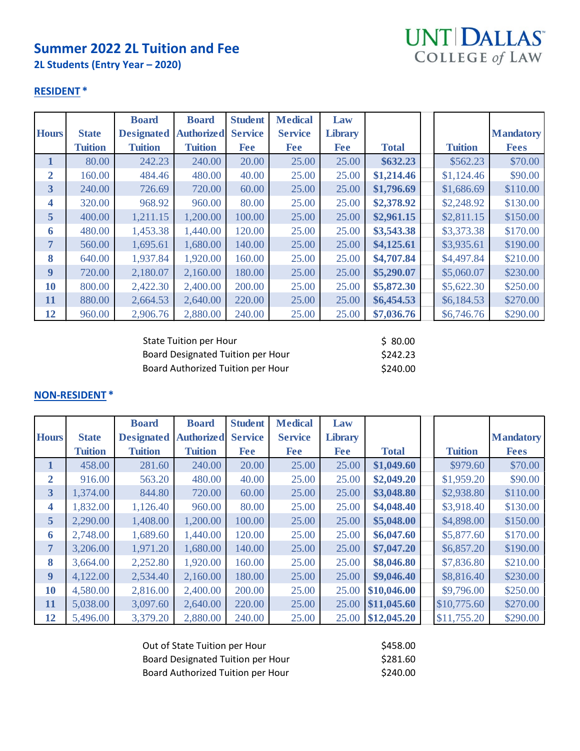# Summer 2022 2L Tuition and Fee

**2L Students (Entry Year – 2020)**

UNT DALLAS COLLEGE of LAW

## RESIDENT *

| Hours | State Tuition | Board Designated Tuition | Board Authorized Tuition | Student Service Fee | Medical Service Fee | Law Library Fee | Total | | Tuition | Mandatory Fees |
|---|---|---|---|---|---|---|---|---|---|---|
| 1 | 80.00 | 242.23 | 240.00 | 20.00 | 25.00 | 25.00 | $632.23 | | $562.23 | $70.00 |
| 2 | 160.00 | 484.46 | 480.00 | 40.00 | 25.00 | 25.00 | $1,214.46 | | $1,124.46 | $90.00 |
| 3 | 240.00 | 726.69 | 720.00 | 60.00 | 25.00 | 25.00 | $1,796.69 | | $1,686.69 | $110.00 |
| 4 | 320.00 | 968.92 | 960.00 | 80.00 | 25.00 | 25.00 | $2,378.92 | | $2,248.92 | $130.00 |
| 5 | 400.00 | 1,211.15 | 1,200.00 | 100.00 | 25.00 | 25.00 | $2,961.15 | | $2,811.15 | $150.00 |
| 6 | 480.00 | 1,453.38 | 1,440.00 | 120.00 | 25.00 | 25.00 | $3,543.38 | | $3,373.38 | $170.00 |
| 7 | 560.00 | 1,695.61 | 1,680.00 | 140.00 | 25.00 | 25.00 | $4,125.61 | | $3,935.61 | $190.00 |
| 8 | 640.00 | 1,937.84 | 1,920.00 | 160.00 | 25.00 | 25.00 | $4,707.84 | | $4,497.84 | $210.00 |
| 9 | 720.00 | 2,180.07 | 2,160.00 | 180.00 | 25.00 | 25.00 | $5,290.07 | | $5,060.07 | $230.00 |
| 10 | 800.00 | 2,422.30 | 2,400.00 | 200.00 | 25.00 | 25.00 | $5,872.30 | | $5,622.30 | $250.00 |
| 11 | 880.00 | 2,664.53 | 2,640.00 | 220.00 | 25.00 | 25.00 | $6,454.53 | | $6,184.53 | $270.00 |
| 12 | 960.00 | 2,906.76 | 2,880.00 | 240.00 | 25.00 | 25.00 | $7,036.76 | | $6,746.76 | $290.00 |

| | |
|---|---|
| State Tuition per Hour | $ 80.00 |
| Board Designated Tuition per Hour | $242.23 |
| Board Authorized Tuition per Hour | $240.00 |

## NON-RESIDENT *

| Hours | State Tuition | Board Designated Tuition | Board Authorized Tuition | Student Service Fee | Medical Service Fee | Law Library Fee | Total | | Tuition | Mandatory Fees |
|---|---|---|---|---|---|---|---|---|---|---|
| 1 | 458.00 | 281.60 | 240.00 | 20.00 | 25.00 | 25.00 | $1,049.60 | | $979.60 | $70.00 |
| 2 | 916.00 | 563.20 | 480.00 | 40.00 | 25.00 | 25.00 | $2,049.20 | | $1,959.20 | $90.00 |
| 3 | 1,374.00 | 844.80 | 720.00 | 60.00 | 25.00 | 25.00 | $3,048.80 | | $2,938.80 | $110.00 |
| 4 | 1,832.00 | 1,126.40 | 960.00 | 80.00 | 25.00 | 25.00 | $4,048.40 | | $3,918.40 | $130.00 |
| 5 | 2,290.00 | 1,408.00 | 1,200.00 | 100.00 | 25.00 | 25.00 | $5,048.00 | | $4,898.00 | $150.00 |
| 6 | 2,748.00 | 1,689.60 | 1,440.00 | 120.00 | 25.00 | 25.00 | $6,047.60 | | $5,877.60 | $170.00 |
| 7 | 3,206.00 | 1,971.20 | 1,680.00 | 140.00 | 25.00 | 25.00 | $7,047.20 | | $6,857.20 | $190.00 |
| 8 | 3,664.00 | 2,252.80 | 1,920.00 | 160.00 | 25.00 | 25.00 | $8,046.80 | | $7,836.80 | $210.00 |
| 9 | 4,122.00 | 2,534.40 | 2,160.00 | 180.00 | 25.00 | 25.00 | $9,046.40 | | $8,816.40 | $230.00 |
| 10 | 4,580.00 | 2,816.00 | 2,400.00 | 200.00 | 25.00 | 25.00 | $10,046.00 | | $9,796.00 | $250.00 |
| 11 | 5,038.00 | 3,097.60 | 2,640.00 | 220.00 | 25.00 | 25.00 | $11,045.60 | | $10,775.60 | $270.00 |
| 12 | 5,496.00 | 3,379.20 | 2,880.00 | 240.00 | 25.00 | 25.00 | $12,045.20 | | $11,755.20 | $290.00 |

| | |
|---|---|
| Out of State Tuition per Hour | $458.00 |
| Board Designated Tuition per Hour | $281.60 |
| Board Authorized Tuition per Hour | $240.00 |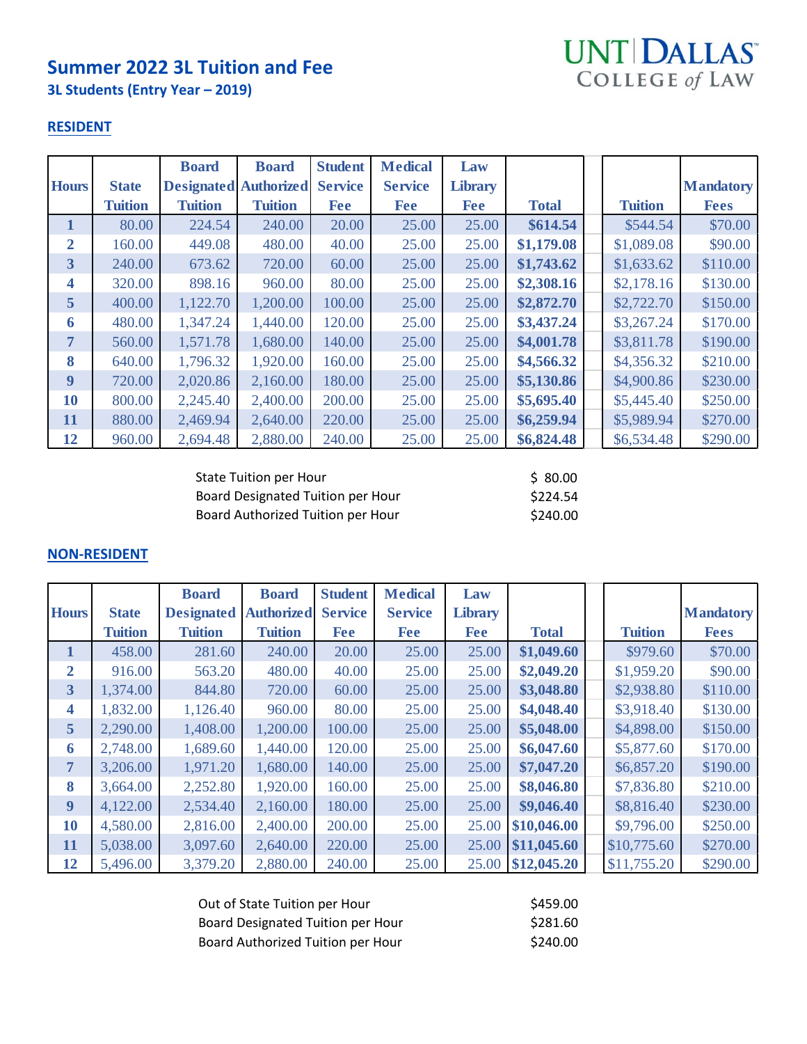# Summary 2022 3L Tuition and Fee

# Summer 2022 3L Tuition and Fee

**3L Students (Entry Year – 2019)**

UNT DALLAS COLLEGE of LAW

## RESIDENT

| Hours | State Tuition | Board Designated Tuition | Board Authorized Tuition | Student Service Fee | Medical Service Fee | Law Library Fee | Total | Tuition | Mandatory Fees |
|---|---|---|---|---|---|---|---|---|---|
| 1 | 80.00 | 224.54 | 240.00 | 20.00 | 25.00 | 25.00 | **$614.54** | $544.54 | $70.00 |
| 2 | 160.00 | 449.08 | 480.00 | 40.00 | 25.00 | 25.00 | **$1,179.08** | $1,089.08 | $90.00 |
| 3 | 240.00 | 673.62 | 720.00 | 60.00 | 25.00 | 25.00 | **$1,743.62** | $1,633.62 | $110.00 |
| 4 | 320.00 | 898.16 | 960.00 | 80.00 | 25.00 | 25.00 | **$2,308.16** | $2,178.16 | $130.00 |
| 5 | 400.00 | 1,122.70 | 1,200.00 | 100.00 | 25.00 | 25.00 | **$2,872.70** | $2,722.70 | $150.00 |
| 6 | 480.00 | 1,347.24 | 1,440.00 | 120.00 | 25.00 | 25.00 | **$3,437.24** | $3,267.24 | $170.00 |
| 7 | 560.00 | 1,571.78 | 1,680.00 | 140.00 | 25.00 | 25.00 | **$4,001.78** | $3,811.78 | $190.00 |
| 8 | 640.00 | 1,796.32 | 1,920.00 | 160.00 | 25.00 | 25.00 | **$4,566.32** | $4,356.32 | $210.00 |
| 9 | 720.00 | 2,020.86 | 2,160.00 | 180.00 | 25.00 | 25.00 | **$5,130.86** | $4,900.86 | $230.00 |
| 10 | 800.00 | 2,245.40 | 2,400.00 | 200.00 | 25.00 | 25.00 | **$5,695.40** | $5,445.40 | $250.00 |
| 11 | 880.00 | 2,469.94 | 2,640.00 | 220.00 | 25.00 | 25.00 | **$6,259.94** | $5,989.94 | $270.00 |
| 12 | 960.00 | 2,694.48 | 2,880.00 | 240.00 | 25.00 | 25.00 | **$6,824.48** | $6,534.48 | $290.00 |

| | |
|---|---|
| State Tuition per Hour | $ 80.00 |
| Board Designated Tuition per Hour | $224.54 |
| Board Authorized Tuition per Hour | $240.00 |

## NON-RESIDENT

| Hours | State Tuition | Board Designated Tuition | Board Authorized Tuition | Student Service Fee | Medical Service Fee | Law Library Fee | Total | Tuition | Mandatory Fees |
|---|---|---|---|---|---|---|---|---|---|
| 1 | 458.00 | 281.60 | 240.00 | 20.00 | 25.00 | 25.00 | **$1,049.60** | $979.60 | $70.00 |
| 2 | 916.00 | 563.20 | 480.00 | 40.00 | 25.00 | 25.00 | **$2,049.20** | $1,959.20 | $90.00 |
| 3 | 1,374.00 | 844.80 | 720.00 | 60.00 | 25.00 | 25.00 | **$3,048.80** | $2,938.80 | $110.00 |
| 4 | 1,832.00 | 1,126.40 | 960.00 | 80.00 | 25.00 | 25.00 | **$4,048.40** | $3,918.40 | $130.00 |
| 5 | 2,290.00 | 1,408.00 | 1,200.00 | 100.00 | 25.00 | 25.00 | **$5,048.00** | $4,898.00 | $150.00 |
| 6 | 2,748.00 | 1,689.60 | 1,440.00 | 120.00 | 25.00 | 25.00 | **$6,047.60** | $5,877.60 | $170.00 |
| 7 | 3,206.00 | 1,971.20 | 1,680.00 | 140.00 | 25.00 | 25.00 | **$7,047.20** | $6,857.20 | $190.00 |
| 8 | 3,664.00 | 2,252.80 | 1,920.00 | 160.00 | 25.00 | 25.00 | **$8,046.80** | $7,836.80 | $210.00 |
| 9 | 4,122.00 | 2,534.40 | 2,160.00 | 180.00 | 25.00 | 25.00 | **$9,046.40** | $8,816.40 | $230.00 |
| 10 | 4,580.00 | 2,816.00 | 2,400.00 | 200.00 | 25.00 | 25.00 | **$10,046.00** | $9,796.00 | $250.00 |
| 11 | 5,038.00 | 3,097.60 | 2,640.00 | 220.00 | 25.00 | 25.00 | **$11,045.60** | $10,775.60 | $270.00 |
| 12 | 5,496.00 | 3,379.20 | 2,880.00 | 240.00 | 25.00 | 25.00 | **$12,045.20** | $11,755.20 | $290.00 |

| | |
|---|---|
| Out of State Tuition per Hour | $459.00 |
| Board Designated Tuition per Hour | $281.60 |
| Board Authorized Tuition per Hour | $240.00 |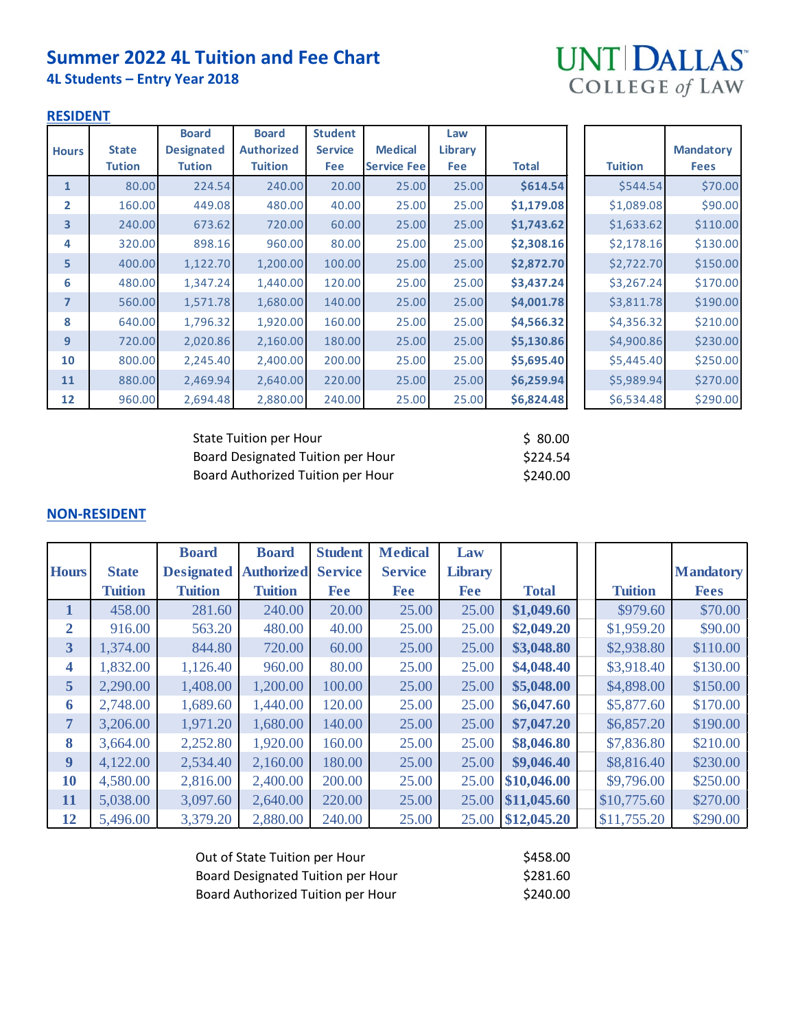# Summer 2022 4L Tuition and Fee Chart

## 4L Students – Entry Year 2018

UNT DALLAS COLLEGE of LAW

### RESIDENT

| Hours | State Tution | Board Designated Tution | Board Authorized Tuition | Student Service Fee | Medical Service Fee | Law Library Fee | Total | Tuition | Mandatory Fees |
|---|---|---|---|---|---|---|---|---|---|
| 1 | 80.00 | 224.54 | 240.00 | 20.00 | 25.00 | 25.00 | **$614.54** | $544.54 | $70.00 |
| 2 | 160.00 | 449.08 | 480.00 | 40.00 | 25.00 | 25.00 | **$1,179.08** | $1,089.08 | $90.00 |
| 3 | 240.00 | 673.62 | 720.00 | 60.00 | 25.00 | 25.00 | **$1,743.62** | $1,633.62 | $110.00 |
| 4 | 320.00 | 898.16 | 960.00 | 80.00 | 25.00 | 25.00 | **$2,308.16** | $2,178.16 | $130.00 |
| 5 | 400.00 | 1,122.70 | 1,200.00 | 100.00 | 25.00 | 25.00 | **$2,872.70** | $2,722.70 | $150.00 |
| 6 | 480.00 | 1,347.24 | 1,440.00 | 120.00 | 25.00 | 25.00 | **$3,437.24** | $3,267.24 | $170.00 |
| 7 | 560.00 | 1,571.78 | 1,680.00 | 140.00 | 25.00 | 25.00 | **$4,001.78** | $3,811.78 | $190.00 |
| 8 | 640.00 | 1,796.32 | 1,920.00 | 160.00 | 25.00 | 25.00 | **$4,566.32** | $4,356.32 | $210.00 |
| 9 | 720.00 | 2,020.86 | 2,160.00 | 180.00 | 25.00 | 25.00 | **$5,130.86** | $4,900.86 | $230.00 |
| 10 | 800.00 | 2,245.40 | 2,400.00 | 200.00 | 25.00 | 25.00 | **$5,695.40** | $5,445.40 | $250.00 |
| 11 | 880.00 | 2,469.94 | 2,640.00 | 220.00 | 25.00 | 25.00 | **$6,259.94** | $5,989.94 | $270.00 |
| 12 | 960.00 | 2,694.48 | 2,880.00 | 240.00 | 25.00 | 25.00 | **$6,824.48** | $6,534.48 | $290.00 |

| | |
|---|---|
| State Tuition per Hour | $ 80.00 |
| Board Designated Tuition per Hour | $224.54 |
| Board Authorized Tuition per Hour | $240.00 |

### NON-RESIDENT

| Hours | State Tuition | Board Designated Tuition | Board Authorized Tuition | Student Service Fee | Medical Service Fee | Law Library Fee | Total | Tuition | Mandatory Fees |
|---|---|---|---|---|---|---|---|---|---|
| 1 | 458.00 | 281.60 | 240.00 | 20.00 | 25.00 | 25.00 | **$1,049.60** | $979.60 | $70.00 |
| 2 | 916.00 | 563.20 | 480.00 | 40.00 | 25.00 | 25.00 | **$2,049.20** | $1,959.20 | $90.00 |
| 3 | 1,374.00 | 844.80 | 720.00 | 60.00 | 25.00 | 25.00 | **$3,048.80** | $2,938.80 | $110.00 |
| 4 | 1,832.00 | 1,126.40 | 960.00 | 80.00 | 25.00 | 25.00 | **$4,048.40** | $3,918.40 | $130.00 |
| 5 | 2,290.00 | 1,408.00 | 1,200.00 | 100.00 | 25.00 | 25.00 | **$5,048.00** | $4,898.00 | $150.00 |
| 6 | 2,748.00 | 1,689.60 | 1,440.00 | 120.00 | 25.00 | 25.00 | **$6,047.60** | $5,877.60 | $170.00 |
| 7 | 3,206.00 | 1,971.20 | 1,680.00 | 140.00 | 25.00 | 25.00 | **$7,047.20** | $6,857.20 | $190.00 |
| 8 | 3,664.00 | 2,252.80 | 1,920.00 | 160.00 | 25.00 | 25.00 | **$8,046.80** | $7,836.80 | $210.00 |
| 9 | 4,122.00 | 2,534.40 | 2,160.00 | 180.00 | 25.00 | 25.00 | **$9,046.40** | $8,816.40 | $230.00 |
| 10 | 4,580.00 | 2,816.00 | 2,400.00 | 200.00 | 25.00 | 25.00 | **$10,046.00** | $9,796.00 | $250.00 |
| 11 | 5,038.00 | 3,097.60 | 2,640.00 | 220.00 | 25.00 | 25.00 | **$11,045.60** | $10,775.60 | $270.00 |
| 12 | 5,496.00 | 3,379.20 | 2,880.00 | 240.00 | 25.00 | 25.00 | **$12,045.20** | $11,755.20 | $290.00 |

| | |
|---|---|
| Out of State Tuition per Hour | $458.00 |
| Board Designated Tuition per Hour | $281.60 |
| Board Authorized Tuition per Hour | $240.00 |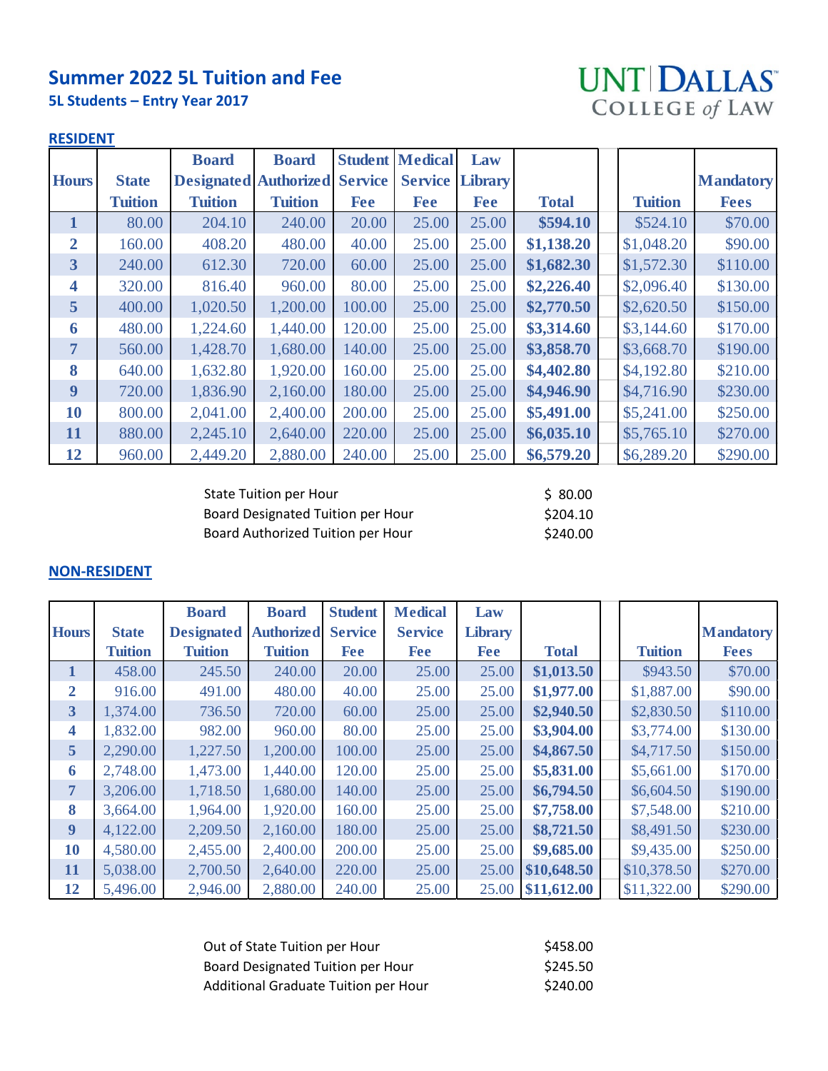# Summer 2022 5L Tuition and Fee

**5L Students – Entry Year 2017**

UNT DALLAS COLLEGE of LAW

## RESIDENT

| Hours | State Tuition | Board Designated Tuition | Board Authorized Tuition | Student Service Fee | Medical Service Fee | Law Library Fee | Total | Tuition | Mandatory Fees |
|---|---|---|---|---|---|---|---|---|---|
| 1 | 80.00 | 204.10 | 240.00 | 20.00 | 25.00 | 25.00 | **$594.10** | $524.10 | $70.00 |
| 2 | 160.00 | 408.20 | 480.00 | 40.00 | 25.00 | 25.00 | **$1,138.20** | $1,048.20 | $90.00 |
| 3 | 240.00 | 612.30 | 720.00 | 60.00 | 25.00 | 25.00 | **$1,682.30** | $1,572.30 | $110.00 |
| 4 | 320.00 | 816.40 | 960.00 | 80.00 | 25.00 | 25.00 | **$2,226.40** | $2,096.40 | $130.00 |
| 5 | 400.00 | 1,020.50 | 1,200.00 | 100.00 | 25.00 | 25.00 | **$2,770.50** | $2,620.50 | $150.00 |
| 6 | 480.00 | 1,224.60 | 1,440.00 | 120.00 | 25.00 | 25.00 | **$3,314.60** | $3,144.60 | $170.00 |
| 7 | 560.00 | 1,428.70 | 1,680.00 | 140.00 | 25.00 | 25.00 | **$3,858.70** | $3,668.70 | $190.00 |
| 8 | 640.00 | 1,632.80 | 1,920.00 | 160.00 | 25.00 | 25.00 | **$4,402.80** | $4,192.80 | $210.00 |
| 9 | 720.00 | 1,836.90 | 2,160.00 | 180.00 | 25.00 | 25.00 | **$4,946.90** | $4,716.90 | $230.00 |
| 10 | 800.00 | 2,041.00 | 2,400.00 | 200.00 | 25.00 | 25.00 | **$5,491.00** | $5,241.00 | $250.00 |
| 11 | 880.00 | 2,245.10 | 2,640.00 | 220.00 | 25.00 | 25.00 | **$6,035.10** | $5,765.10 | $270.00 |
| 12 | 960.00 | 2,449.20 | 2,880.00 | 240.00 | 25.00 | 25.00 | **$6,579.20** | $6,289.20 | $290.00 |

| | |
|---|---|
| State Tuition per Hour | $ 80.00 |
| Board Designated Tuition per Hour | $204.10 |
| Board Authorized Tuition per Hour | $240.00 |

## NON-RESIDENT

| Hours | State Tuition | Board Designated Tuition | Board Authorized Tuition | Student Service Fee | Medical Service Fee | Law Library Fee | Total | Tuition | Mandatory Fees |
|---|---|---|---|---|---|---|---|---|---|
| 1 | 458.00 | 245.50 | 240.00 | 20.00 | 25.00 | 25.00 | **$1,013.50** | $943.50 | $70.00 |
| 2 | 916.00 | 491.00 | 480.00 | 40.00 | 25.00 | 25.00 | **$1,977.00** | $1,887.00 | $90.00 |
| 3 | 1,374.00 | 736.50 | 720.00 | 60.00 | 25.00 | 25.00 | **$2,940.50** | $2,830.50 | $110.00 |
| 4 | 1,832.00 | 982.00 | 960.00 | 80.00 | 25.00 | 25.00 | **$3,904.00** | $3,774.00 | $130.00 |
| 5 | 2,290.00 | 1,227.50 | 1,200.00 | 100.00 | 25.00 | 25.00 | **$4,867.50** | $4,717.50 | $150.00 |
| 6 | 2,748.00 | 1,473.00 | 1,440.00 | 120.00 | 25.00 | 25.00 | **$5,831.00** | $5,661.00 | $170.00 |
| 7 | 3,206.00 | 1,718.50 | 1,680.00 | 140.00 | 25.00 | 25.00 | **$6,794.50** | $6,604.50 | $190.00 |
| 8 | 3,664.00 | 1,964.00 | 1,920.00 | 160.00 | 25.00 | 25.00 | **$7,758.00** | $7,548.00 | $210.00 |
| 9 | 4,122.00 | 2,209.50 | 2,160.00 | 180.00 | 25.00 | 25.00 | **$8,721.50** | $8,491.50 | $230.00 |
| 10 | 4,580.00 | 2,455.00 | 2,400.00 | 200.00 | 25.00 | 25.00 | **$9,685.00** | $9,435.00 | $250.00 |
| 11 | 5,038.00 | 2,700.50 | 2,640.00 | 220.00 | 25.00 | 25.00 | **$10,648.50** | $10,378.50 | $270.00 |
| 12 | 5,496.00 | 2,946.00 | 2,880.00 | 240.00 | 25.00 | 25.00 | **$11,612.00** | $11,322.00 | $290.00 |

| | |
|---|---|
| Out of State Tuition per Hour | $458.00 |
| Board Designated Tuition per Hour | $245.50 |
| Additional Graduate Tuition per Hour | $240.00 |